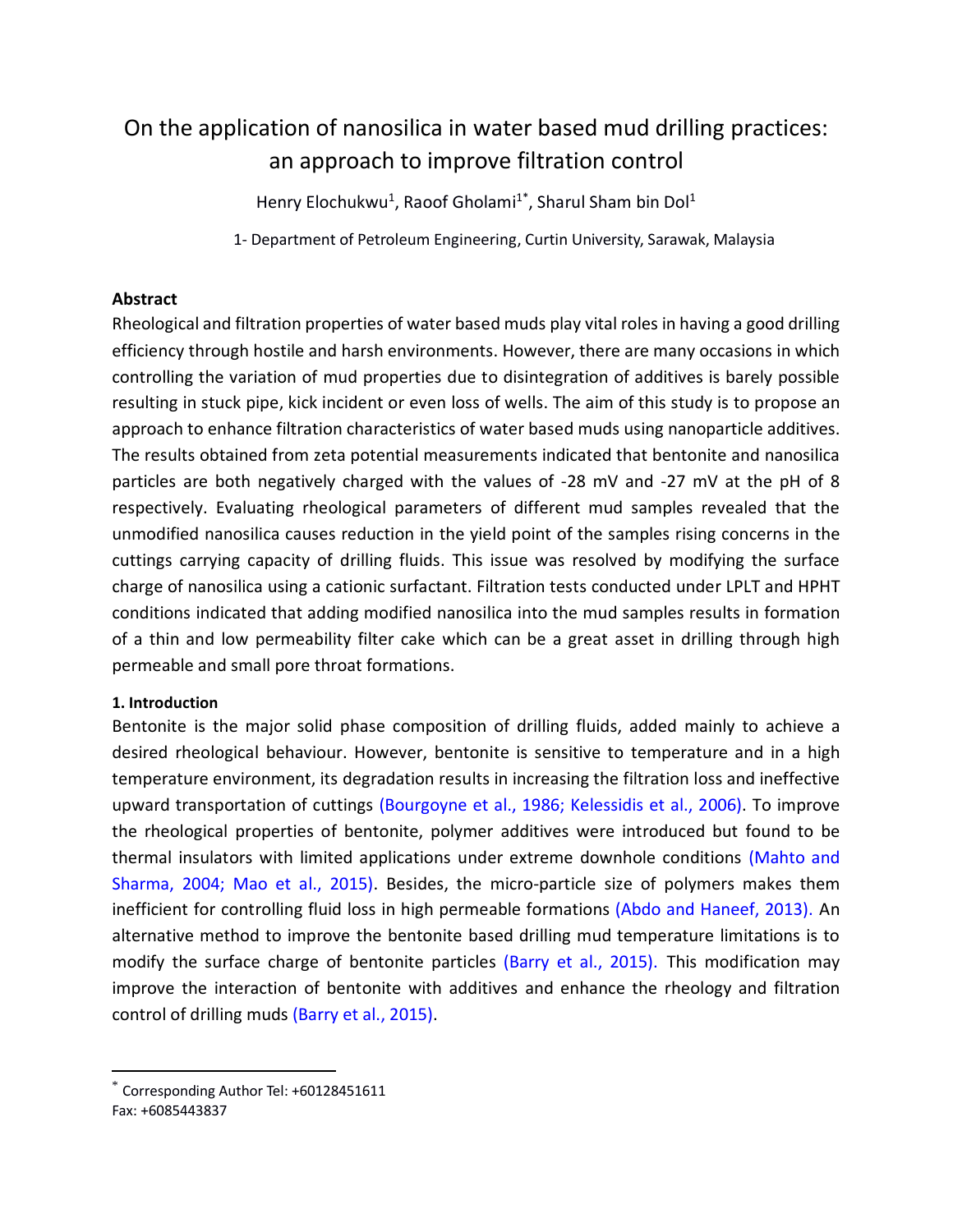# On the application of nanosilica in water based mud drilling practices: an approach to improve filtration control

Henry Elochukwu[1], Raoof Gholami[1*], Sharul Sham bin Dol[1]

1- Department of Petroleum Engineering, Curtin University, Sarawak, Malaysia

### Abstract

Rheological and filtration properties of water based muds play vital roles in having a good drilling efficiency through hostile and harsh environments. However, there are many occasions in which controlling the variation of mud properties due to disintegration of additives is barely possible resulting in stuck pipe, kick incident or even loss of wells. The aim of this study is to propose an approach to enhance filtration characteristics of water based muds using nanoparticle additives. The results obtained from zeta potential measurements indicated that bentonite and nanosilica particles are both negatively charged with the values of -28 mV and -27 mV at the pH of 8 respectively. Evaluating rheological parameters of different mud samples revealed that the unmodified nanosilica causes reduction in the yield point of the samples rising concerns in the cuttings carrying capacity of drilling fluids. This issue was resolved by modifying the surface charge of nanosilica using a cationic surfactant. Filtration tests conducted under LPLT and HPHT conditions indicated that adding modified nanosilica into the mud samples results in formation of a thin and low permeability filter cake which can be a great asset in drilling through high permeable and small pore throat formations.

### 1. Introduction

Bentonite is the major solid phase composition of drilling fluids, added mainly to achieve a desired rheological behaviour. However, bentonite is sensitive to temperature and in a high temperature environment, its degradation results in increasing the filtration loss and ineffective upward transportation of cuttings (Bourgoyne et al., 1986; Kelessidis et al., 2006). To improve the rheological properties of bentonite, polymer additives were introduced but found to be thermal insulators with limited applications under extreme downhole conditions (Mahto and Sharma, 2004; Mao et al., 2015). Besides, the micro-particle size of polymers makes them inefficient for controlling fluid loss in high permeable formations (Abdo and Haneef, 2013). An alternative method to improve the bentonite based drilling mud temperature limitations is to modify the surface charge of bentonite particles (Barry et al., 2015). This modification may improve the interaction of bentonite with additives and enhance the rheology and filtration control of drilling muds (Barry et al., 2015).

[*] Corresponding Author Tel: +60128451611
Fax: +6085443837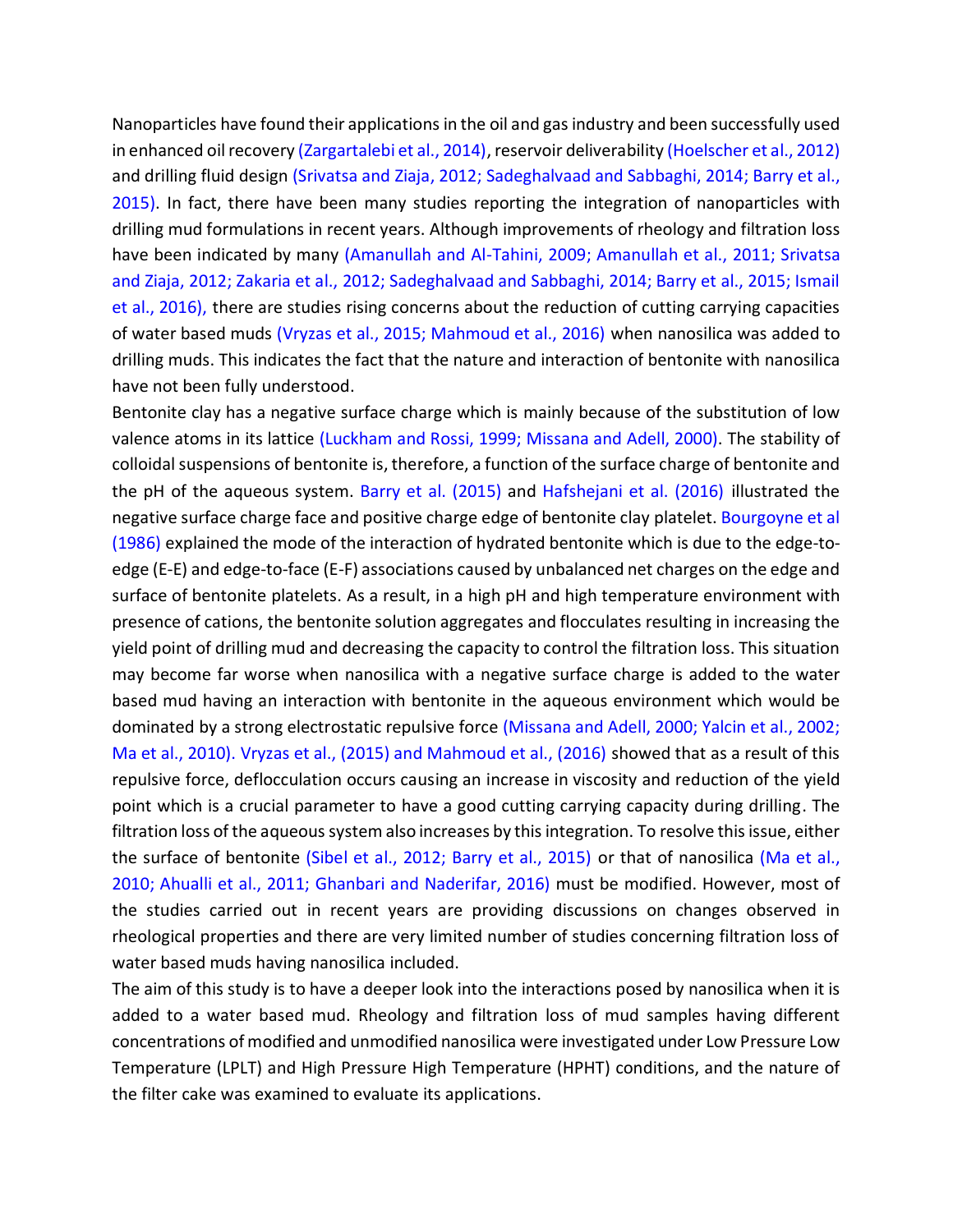Nanoparticles have found their applications in the oil and gas industry and been successfully used in enhanced oil recovery (Zargartalebi et al., 2014), reservoir deliverability (Hoelscher et al., 2012) and drilling fluid design (Srivatsa and Ziaja, 2012; Sadeghalvaad and Sabbaghi, 2014; Barry et al., 2015). In fact, there have been many studies reporting the integration of nanoparticles with drilling mud formulations in recent years. Although improvements of rheology and filtration loss have been indicated by many (Amanullah and Al-Tahini, 2009; Amanullah et al., 2011; Srivatsa and Ziaja, 2012; Zakaria et al., 2012; Sadeghalvaad and Sabbaghi, 2014; Barry et al., 2015; Ismail et al., 2016), there are studies rising concerns about the reduction of cutting carrying capacities of water based muds (Vryzas et al., 2015; Mahmoud et al., 2016) when nanosilica was added to drilling muds. This indicates the fact that the nature and interaction of bentonite with nanosilica have not been fully understood.

Bentonite clay has a negative surface charge which is mainly because of the substitution of low valence atoms in its lattice (Luckham and Rossi, 1999; Missana and Adell, 2000). The stability of colloidal suspensions of bentonite is, therefore, a function of the surface charge of bentonite and the pH of the aqueous system. Barry et al. (2015) and Hafshejani et al. (2016) illustrated the negative surface charge face and positive charge edge of bentonite clay platelet. Bourgoyne et al (1986) explained the mode of the interaction of hydrated bentonite which is due to the edge-to-edge (E-E) and edge-to-face (E-F) associations caused by unbalanced net charges on the edge and surface of bentonite platelets. As a result, in a high pH and high temperature environment with presence of cations, the bentonite solution aggregates and flocculates resulting in increasing the yield point of drilling mud and decreasing the capacity to control the filtration loss. This situation may become far worse when nanosilica with a negative surface charge is added to the water based mud having an interaction with bentonite in the aqueous environment which would be dominated by a strong electrostatic repulsive force (Missana and Adell, 2000; Yalcin et al., 2002; Ma et al., 2010). Vryzas et al., (2015) and Mahmoud et al., (2016) showed that as a result of this repulsive force, deflocculation occurs causing an increase in viscosity and reduction of the yield point which is a crucial parameter to have a good cutting carrying capacity during drilling. The filtration loss of the aqueous system also increases by this integration. To resolve this issue, either the surface of bentonite (Sibel et al., 2012; Barry et al., 2015) or that of nanosilica (Ma et al., 2010; Ahualli et al., 2011; Ghanbari and Naderifar, 2016) must be modified. However, most of the studies carried out in recent years are providing discussions on changes observed in rheological properties and there are very limited number of studies concerning filtration loss of water based muds having nanosilica included.

The aim of this study is to have a deeper look into the interactions posed by nanosilica when it is added to a water based mud. Rheology and filtration loss of mud samples having different concentrations of modified and unmodified nanosilica were investigated under Low Pressure Low Temperature (LPLT) and High Pressure High Temperature (HPHT) conditions, and the nature of the filter cake was examined to evaluate its applications.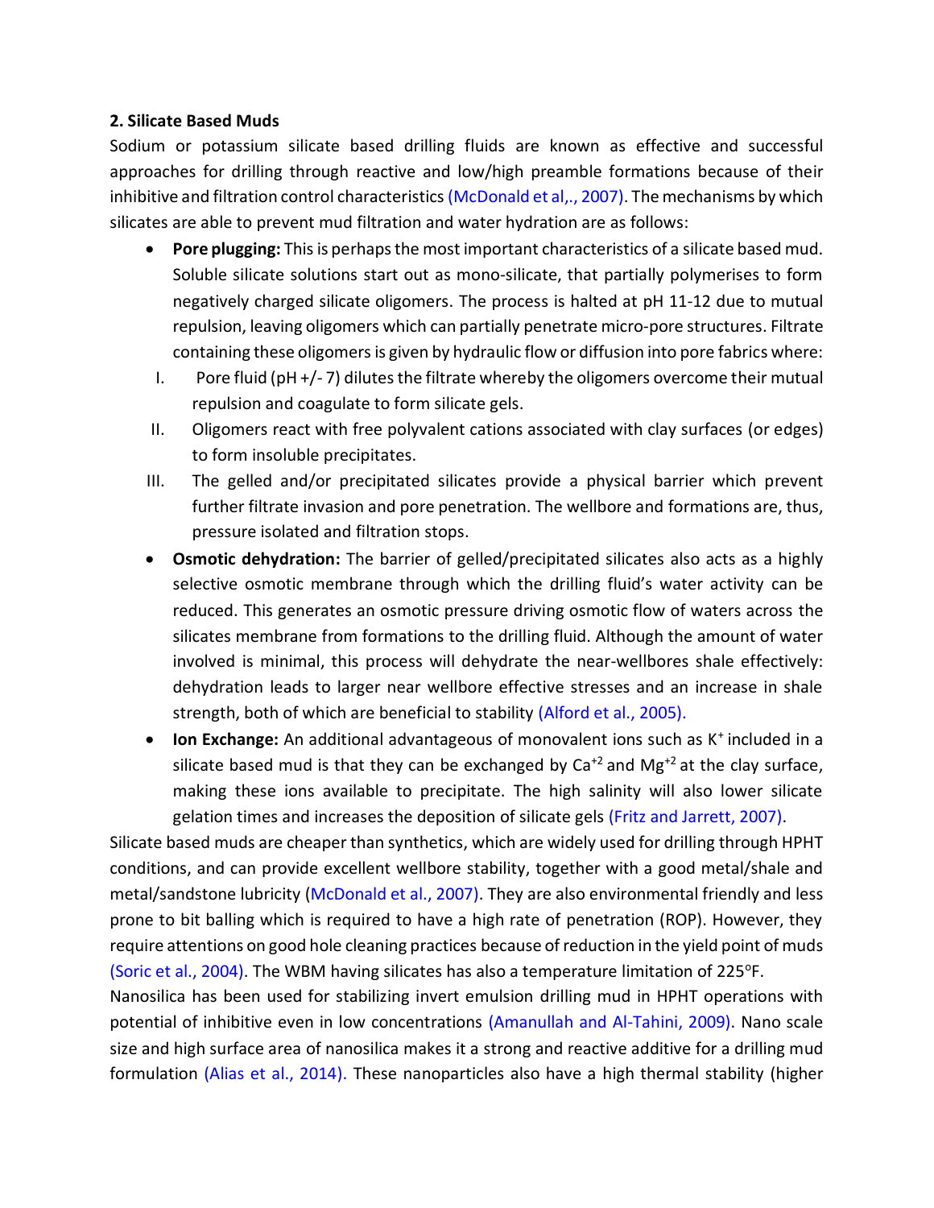**2. Silicate Based Muds**

Sodium or potassium silicate based drilling fluids are known as effective and successful approaches for drilling through reactive and low/high preamble formations because of their inhibitive and filtration control characteristics (McDonald et al,., 2007). The mechanisms by which silicates are able to prevent mud filtration and water hydration are as follows:

- **Pore plugging:** This is perhaps the most important characteristics of a silicate based mud. Soluble silicate solutions start out as mono-silicate, that partially polymerises to form negatively charged silicate oligomers. The process is halted at pH 11-12 due to mutual repulsion, leaving oligomers which can partially penetrate micro-pore structures. Filtrate containing these oligomers is given by hydraulic flow or diffusion into pore fabrics where:
  I. Pore fluid (pH +/- 7) dilutes the filtrate whereby the oligomers overcome their mutual repulsion and coagulate to form silicate gels.
  II. Oligomers react with free polyvalent cations associated with clay surfaces (or edges) to form insoluble precipitates.
  III. The gelled and/or precipitated silicates provide a physical barrier which prevent further filtrate invasion and pore penetration. The wellbore and formations are, thus, pressure isolated and filtration stops.
- **Osmotic dehydration:** The barrier of gelled/precipitated silicates also acts as a highly selective osmotic membrane through which the drilling fluid's water activity can be reduced. This generates an osmotic pressure driving osmotic flow of waters across the silicates membrane from formations to the drilling fluid. Although the amount of water involved is minimal, this process will dehydrate the near-wellbores shale effectively: dehydration leads to larger near wellbore effective stresses and an increase in shale strength, both of which are beneficial to stability (Alford et al., 2005).
- **Ion Exchange:** An additional advantageous of monovalent ions such as $K^+$ included in a silicate based mud is that they can be exchanged by $Ca^{+2}$ and $Mg^{+2}$ at the clay surface, making these ions available to precipitate. The high salinity will also lower silicate gelation times and increases the deposition of silicate gels (Fritz and Jarrett, 2007).

Silicate based muds are cheaper than synthetics, which are widely used for drilling through HPHT conditions, and can provide excellent wellbore stability, together with a good metal/shale and metal/sandstone lubricity (McDonald et al., 2007). They are also environmental friendly and less prone to bit balling which is required to have a high rate of penetration (ROP). However, they require attentions on good hole cleaning practices because of reduction in the yield point of muds (Soric et al., 2004). The WBM having silicates has also a temperature limitation of 225°F.

Nanosilica has been used for stabilizing invert emulsion drilling mud in HPHT operations with potential of inhibitive even in low concentrations (Amanullah and Al-Tahini, 2009). Nano scale size and high surface area of nanosilica makes it a strong and reactive additive for a drilling mud formulation (Alias et al., 2014). These nanoparticles also have a high thermal stability (higher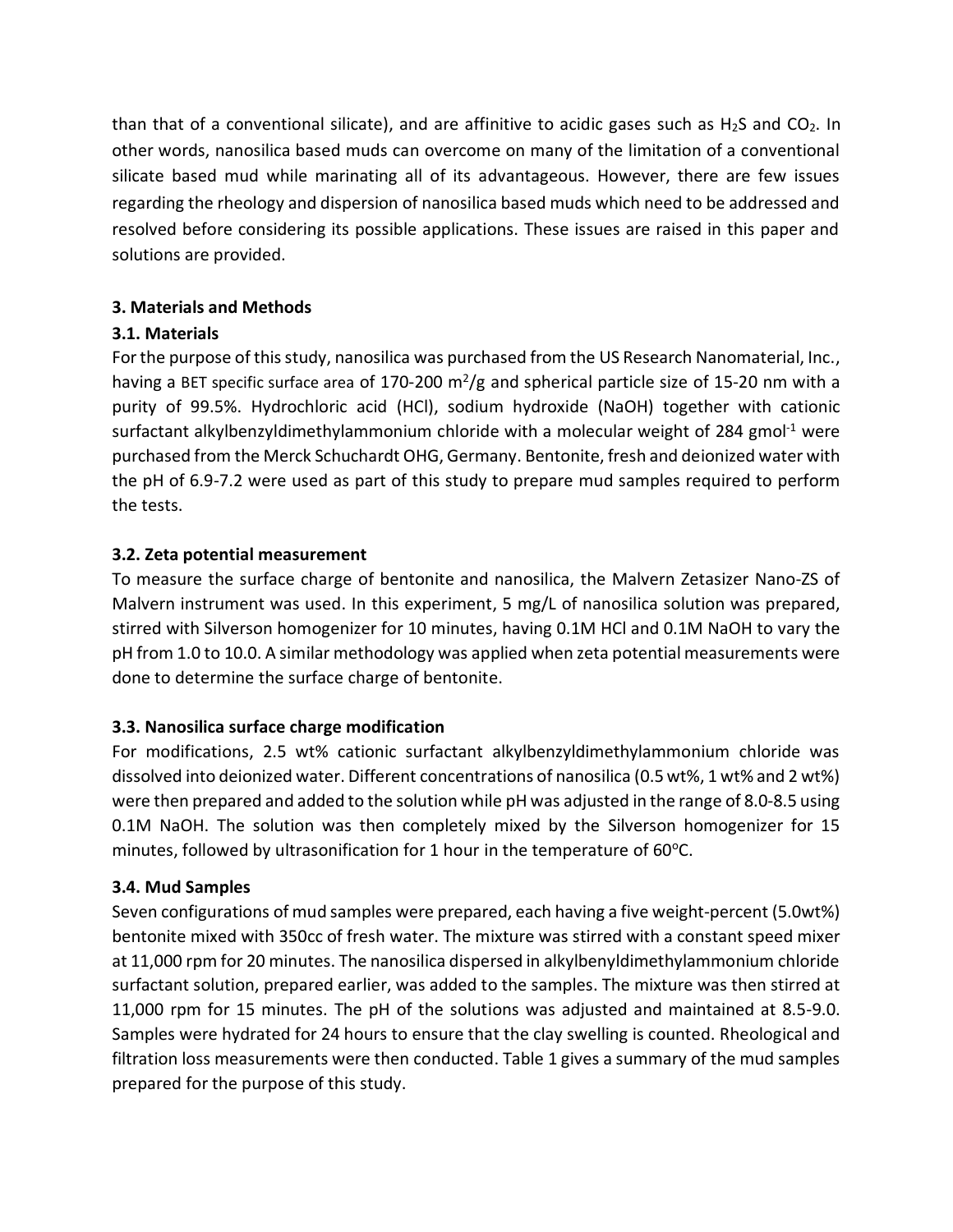than that of a conventional silicate), and are affinitive to acidic gases such as $H_2S$ and $CO_2$. In other words, nanosilica based muds can overcome on many of the limitation of a conventional silicate based mud while marinating all of its advantageous. However, there are few issues regarding the rheology and dispersion of nanosilica based muds which need to be addressed and resolved before considering its possible applications. These issues are raised in this paper and solutions are provided.

## 3. Materials and Methods

### 3.1. Materials

For the purpose of this study, nanosilica was purchased from the US Research Nanomaterial, Inc., having a BET specific surface area of 170-200 $m^2/g$ and spherical particle size of 15-20 nm with a purity of 99.5%. Hydrochloric acid (HCl), sodium hydroxide (NaOH) together with cationic surfactant alkylbenzyldimethylammonium chloride with a molecular weight of 284 $gmol^{-1}$ were purchased from the Merck Schuchardt OHG, Germany. Bentonite, fresh and deionized water with the pH of 6.9-7.2 were used as part of this study to prepare mud samples required to perform the tests.

### 3.2. Zeta potential measurement

To measure the surface charge of bentonite and nanosilica, the Malvern Zetasizer Nano-ZS of Malvern instrument was used. In this experiment, 5 mg/L of nanosilica solution was prepared, stirred with Silverson homogenizer for 10 minutes, having 0.1M HCl and 0.1M NaOH to vary the pH from 1.0 to 10.0. A similar methodology was applied when zeta potential measurements were done to determine the surface charge of bentonite.

### 3.3. Nanosilica surface charge modification

For modifications, 2.5 wt% cationic surfactant alkylbenzyldimethylammonium chloride was dissolved into deionized water. Different concentrations of nanosilica (0.5 wt%, 1 wt% and 2 wt%) were then prepared and added to the solution while pH was adjusted in the range of 8.0-8.5 using 0.1M NaOH. The solution was then completely mixed by the Silverson homogenizer for 15 minutes, followed by ultrasonification for 1 hour in the temperature of 60°C.

### 3.4. Mud Samples

Seven configurations of mud samples were prepared, each having a five weight-percent (5.0wt%) bentonite mixed with 350cc of fresh water. The mixture was stirred with a constant speed mixer at 11,000 rpm for 20 minutes. The nanosilica dispersed in alkylbenyldimethylammonium chloride surfactant solution, prepared earlier, was added to the samples. The mixture was then stirred at 11,000 rpm for 15 minutes. The pH of the solutions was adjusted and maintained at 8.5-9.0. Samples were hydrated for 24 hours to ensure that the clay swelling is counted. Rheological and filtration loss measurements were then conducted. Table 1 gives a summary of the mud samples prepared for the purpose of this study.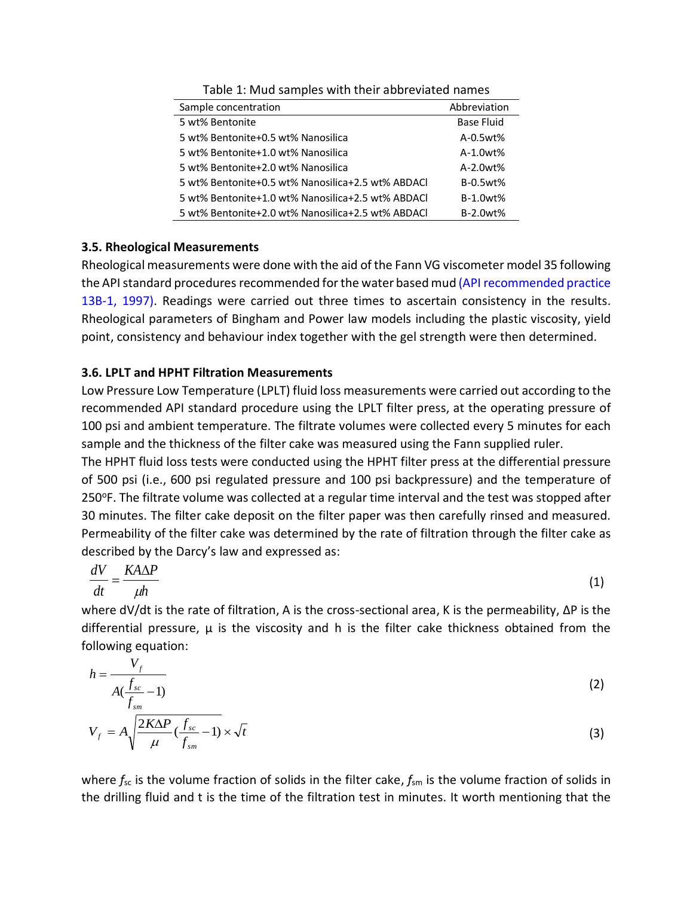Table 1: Mud samples with their abbreviated names

| Sample concentration | Abbreviation |
|---|---|
| 5 wt% Bentonite | Base Fluid |
| 5 wt% Bentonite+0.5 wt% Nanosilica | A-0.5wt% |
| 5 wt% Bentonite+1.0 wt% Nanosilica | A-1.0wt% |
| 5 wt% Bentonite+2.0 wt% Nanosilica | A-2.0wt% |
| 5 wt% Bentonite+0.5 wt% Nanosilica+2.5 wt% ABDACl | B-0.5wt% |
| 5 wt% Bentonite+1.0 wt% Nanosilica+2.5 wt% ABDACl | B-1.0wt% |
| 5 wt% Bentonite+2.0 wt% Nanosilica+2.5 wt% ABDACl | B-2.0wt% |

### 3.5. Rheological Measurements

Rheological measurements were done with the aid of the Fann VG viscometer model 35 following the API standard procedures recommended for the water based mud (API recommended practice 13B-1, 1997). Readings were carried out three times to ascertain consistency in the results. Rheological parameters of Bingham and Power law models including the plastic viscosity, yield point, consistency and behaviour index together with the gel strength were then determined.

### 3.6. LPLT and HPHT Filtration Measurements

Low Pressure Low Temperature (LPLT) fluid loss measurements were carried out according to the recommended API standard procedure using the LPLT filter press, at the operating pressure of 100 psi and ambient temperature. The filtrate volumes were collected every 5 minutes for each sample and the thickness of the filter cake was measured using the Fann supplied ruler.

The HPHT fluid loss tests were conducted using the HPHT filter press at the differential pressure of 500 psi (i.e., 600 psi regulated pressure and 100 psi backpressure) and the temperature of 250°F. The filtrate volume was collected at a regular time interval and the test was stopped after 30 minutes. The filter cake deposit on the filter paper was then carefully rinsed and measured. Permeability of the filter cake was determined by the rate of filtration through the filter cake as described by the Darcy's law and expressed as:

$$\frac{dV}{dt} = \frac{KA\Delta P}{\mu h} \tag{1}$$

where dV/dt is the rate of filtration, A is the cross-sectional area, K is the permeability, ΔP is the differential pressure, μ is the viscosity and h is the filter cake thickness obtained from the following equation:

$$h = \frac{V_f}{A(\frac{f_{sc}}{f_{sm}} - 1)} \tag{2}$$

$$V_f = A\sqrt{\frac{2K\Delta P}{\mu}(\frac{f_{sc}}{f_{sm}} - 1)} \times \sqrt{t} \tag{3}$$

where $f_{sc}$ is the volume fraction of solids in the filter cake, $f_{sm}$ is the volume fraction of solids in the drilling fluid and t is the time of the filtration test in minutes. It worth mentioning that the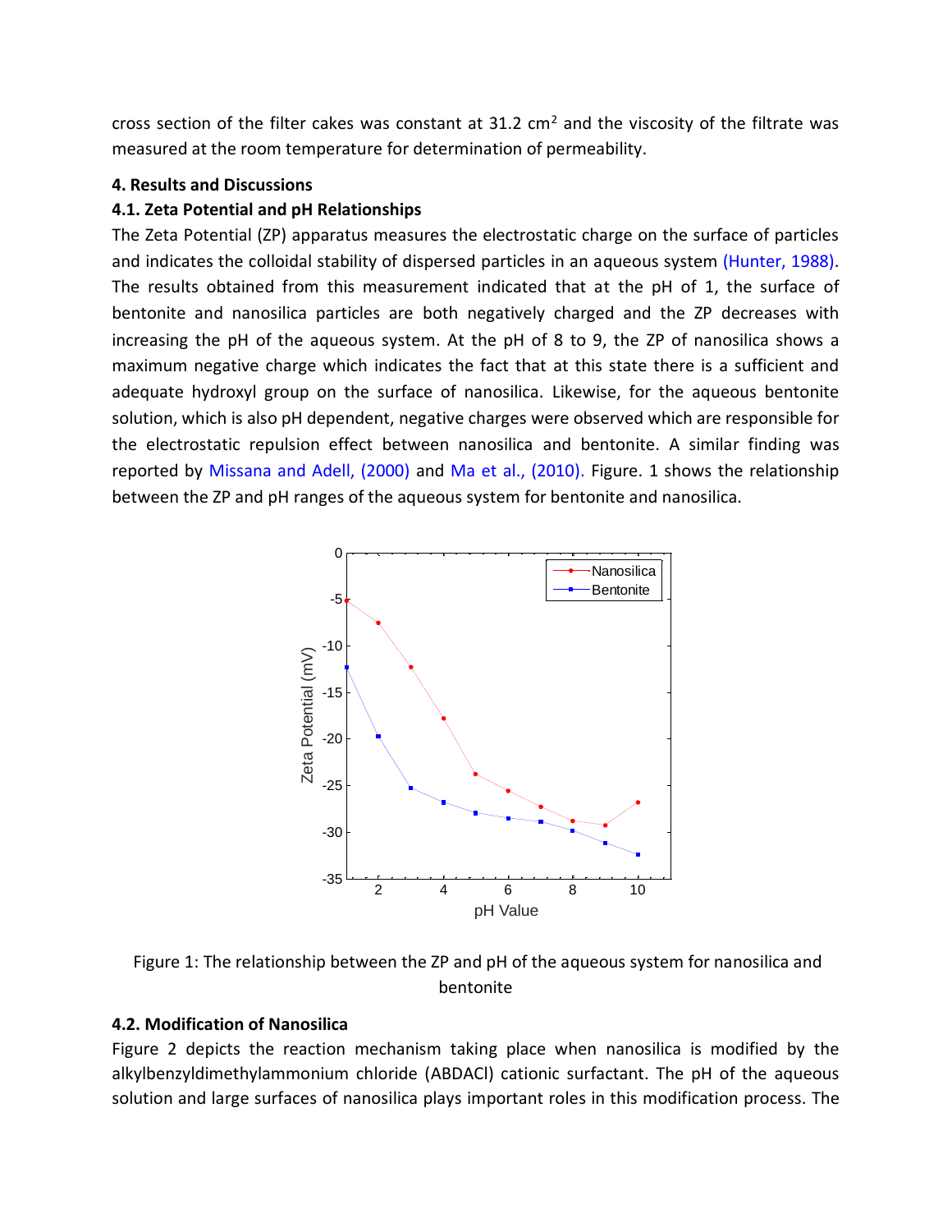cross section of the filter cakes was constant at 31.2 $cm^2$ and the viscosity of the filtrate was measured at the room temperature for determination of permeability.

## 4. Results and Discussions

### 4.1. Zeta Potential and pH Relationships

The Zeta Potential (ZP) apparatus measures the electrostatic charge on the surface of particles and indicates the colloidal stability of dispersed particles in an aqueous system (Hunter, 1988). The results obtained from this measurement indicated that at the pH of 1, the surface of bentonite and nanosilica particles are both negatively charged and the ZP decreases with increasing the pH of the aqueous system. At the pH of 8 to 9, the ZP of nanosilica shows a maximum negative charge which indicates the fact that at this state there is a sufficient and adequate hydroxyl group on the surface of nanosilica. Likewise, for the aqueous bentonite solution, which is also pH dependent, negative charges were observed which are responsible for the electrostatic repulsion effect between nanosilica and bentonite. A similar finding was reported by Missana and Adell, (2000) and Ma et al., (2010). Figure. 1 shows the relationship between the ZP and pH ranges of the aqueous system for bentonite and nanosilica.

Figure 1: The relationship between the ZP and pH of the aqueous system for nanosilica and bentonite

### 4.2. Modification of Nanosilica

Figure 2 depicts the reaction mechanism taking place when nanosilica is modified by the alkylbenzyldimethylammonium chloride (ABDACl) cationic surfactant. The pH of the aqueous solution and large surfaces of nanosilica plays important roles in this modification process. The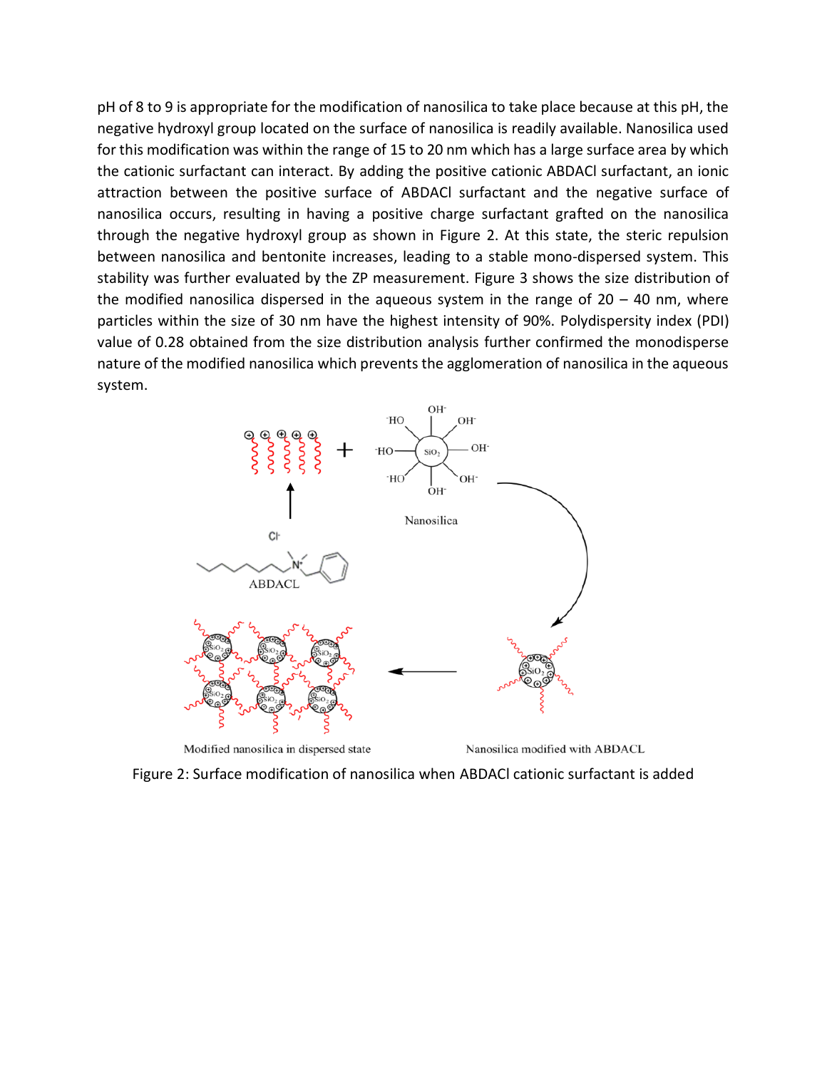pH of 8 to 9 is appropriate for the modification of nanosilica to take place because at this pH, the negative hydroxyl group located on the surface of nanosilica is readily available. Nanosilica used for this modification was within the range of 15 to 20 nm which has a large surface area by which the cationic surfactant can interact. By adding the positive cationic ABDACl surfactant, an ionic attraction between the positive surface of ABDACl surfactant and the negative surface of nanosilica occurs, resulting in having a positive charge surfactant grafted on the nanosilica through the negative hydroxyl group as shown in Figure 2. At this state, the steric repulsion between nanosilica and bentonite increases, leading to a stable mono-dispersed system. This stability was further evaluated by the ZP measurement. Figure 3 shows the size distribution of the modified nanosilica dispersed in the aqueous system in the range of 20 – 40 nm, where particles within the size of 30 nm have the highest intensity of 90%. Polydispersity index (PDI) value of 0.28 obtained from the size distribution analysis further confirmed the monodisperse nature of the modified nanosilica which prevents the agglomeration of nanosilica in the aqueous system.

Figure 2: Surface modification of nanosilica when ABDACl cationic surfactant is added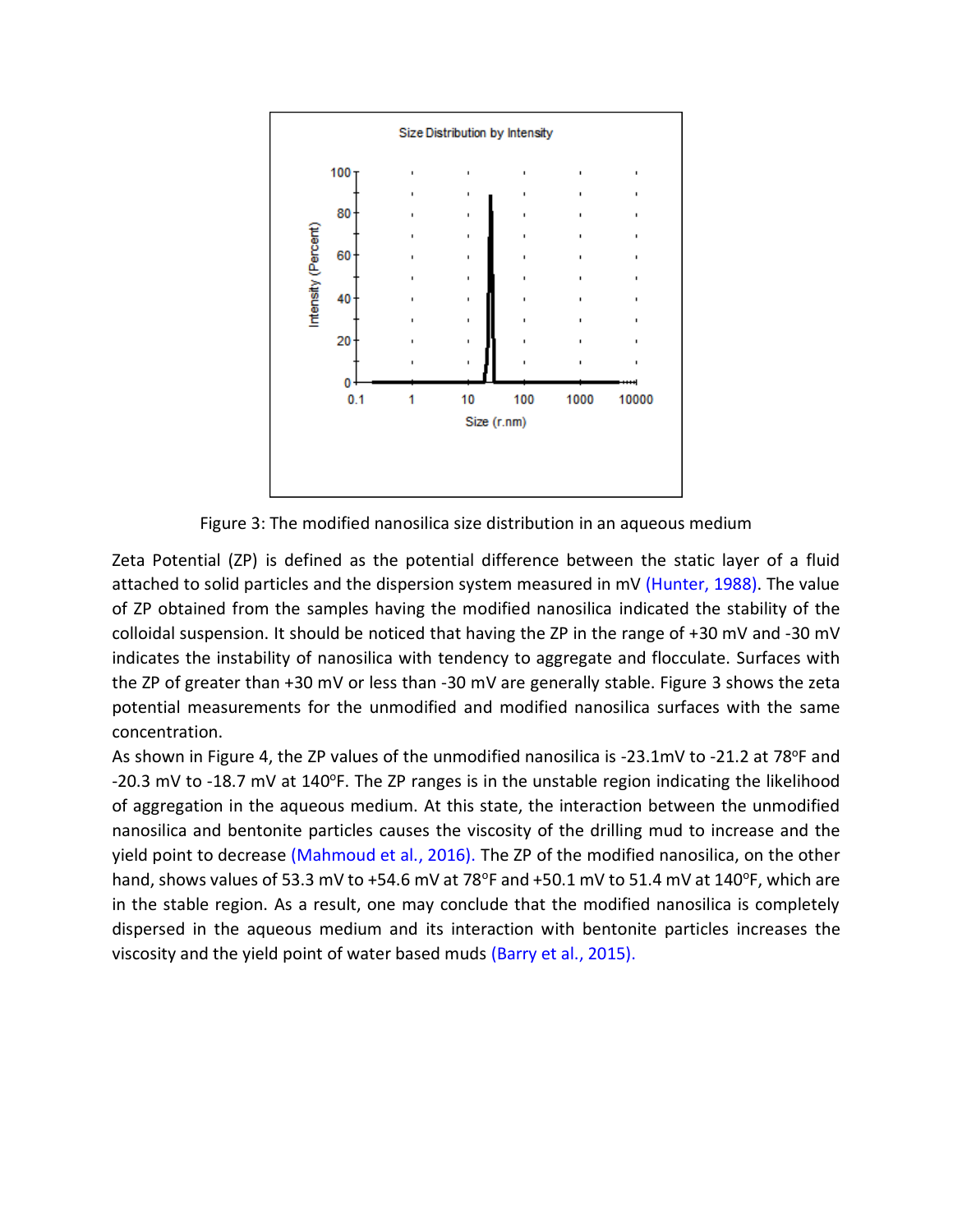Figure 3: The modified nanosilica size distribution in an aqueous medium

Zeta Potential (ZP) is defined as the potential difference between the static layer of a fluid attached to solid particles and the dispersion system measured in mV (Hunter, 1988). The value of ZP obtained from the samples having the modified nanosilica indicated the stability of the colloidal suspension. It should be noticed that having the ZP in the range of +30 mV and -30 mV indicates the instability of nanosilica with tendency to aggregate and flocculate. Surfaces with the ZP of greater than +30 mV or less than -30 mV are generally stable. Figure 3 shows the zeta potential measurements for the unmodified and modified nanosilica surfaces with the same concentration.

As shown in Figure 4, the ZP values of the unmodified nanosilica is -23.1mV to -21.2 at 78°F and -20.3 mV to -18.7 mV at 140°F. The ZP ranges is in the unstable region indicating the likelihood of aggregation in the aqueous medium. At this state, the interaction between the unmodified nanosilica and bentonite particles causes the viscosity of the drilling mud to increase and the yield point to decrease (Mahmoud et al., 2016). The ZP of the modified nanosilica, on the other hand, shows values of 53.3 mV to +54.6 mV at 78°F and +50.1 mV to 51.4 mV at 140°F, which are in the stable region. As a result, one may conclude that the modified nanosilica is completely dispersed in the aqueous medium and its interaction with bentonite particles increases the viscosity and the yield point of water based muds (Barry et al., 2015).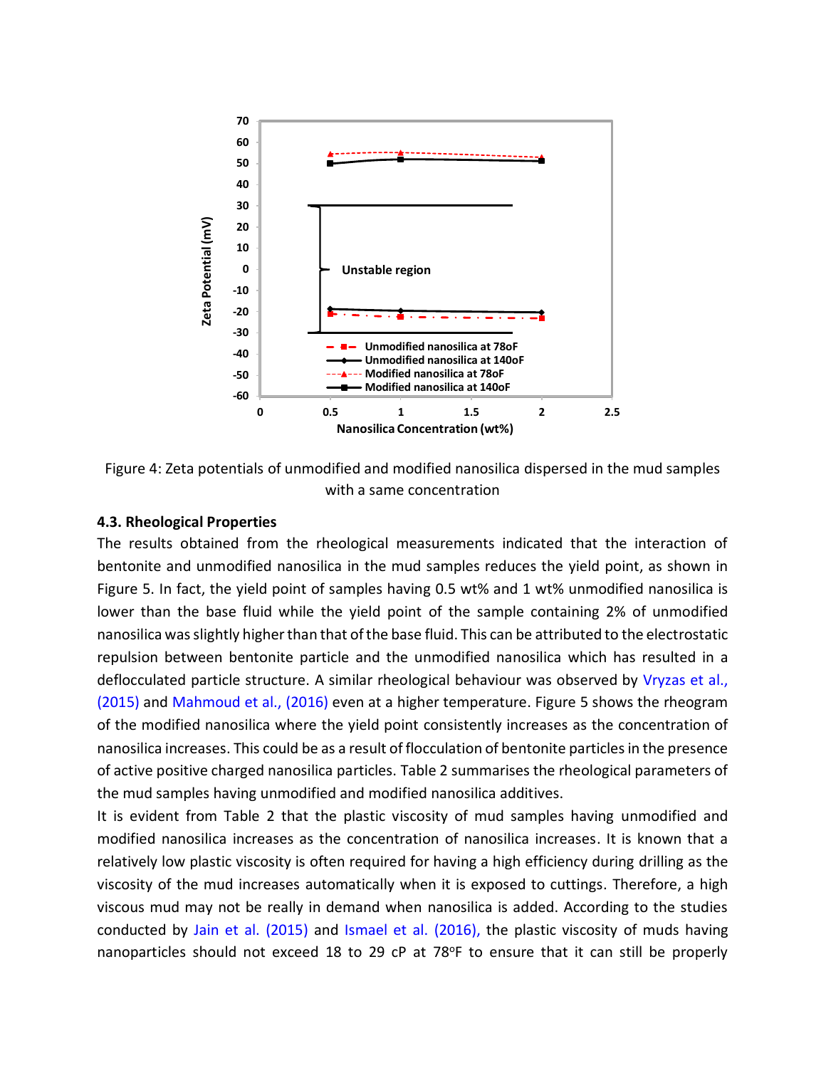Figure 4: Zeta potentials of unmodified and modified nanosilica dispersed in the mud samples with a same concentration

### 4.3. Rheological Properties

The results obtained from the rheological measurements indicated that the interaction of bentonite and unmodified nanosilica in the mud samples reduces the yield point, as shown in Figure 5. In fact, the yield point of samples having 0.5 wt% and 1 wt% unmodified nanosilica is lower than the base fluid while the yield point of the sample containing 2% of unmodified nanosilica was slightly higher than that of the base fluid. This can be attributed to the electrostatic repulsion between bentonite particle and the unmodified nanosilica which has resulted in a deflocculated particle structure. A similar rheological behaviour was observed by Vryzas et al., (2015) and Mahmoud et al., (2016) even at a higher temperature. Figure 5 shows the rheogram of the modified nanosilica where the yield point consistently increases as the concentration of nanosilica increases. This could be as a result of flocculation of bentonite particles in the presence of active positive charged nanosilica particles. Table 2 summarises the rheological parameters of the mud samples having unmodified and modified nanosilica additives.

It is evident from Table 2 that the plastic viscosity of mud samples having unmodified and modified nanosilica increases as the concentration of nanosilica increases. It is known that a relatively low plastic viscosity is often required for having a high efficiency during drilling as the viscosity of the mud increases automatically when it is exposed to cuttings. Therefore, a high viscous mud may not be really in demand when nanosilica is added. According to the studies conducted by Jain et al. (2015) and Ismael et al. (2016), the plastic viscosity of muds having nanoparticles should not exceed 18 to 29 cP at 78°F to ensure that it can still be properly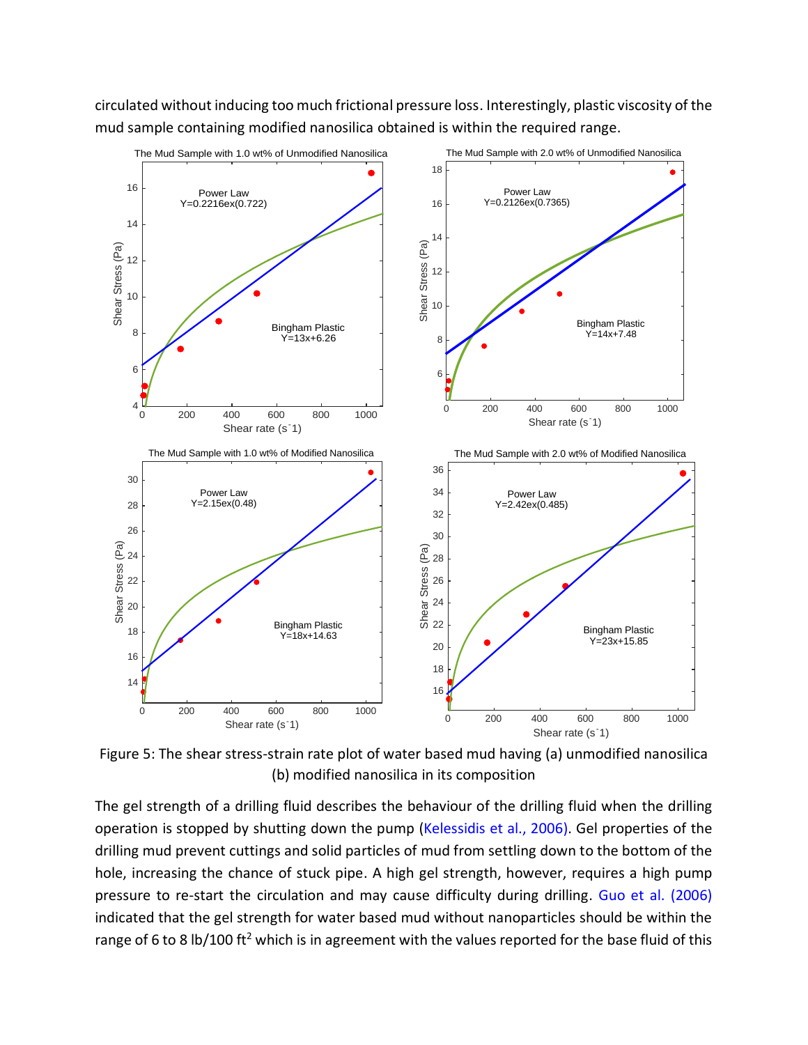circulated without inducing too much frictional pressure loss. Interestingly, plastic viscosity of the mud sample containing modified nanosilica obtained is within the required range.

Figure 5: The shear stress-strain rate plot of water based mud having (a) unmodified nanosilica (b) modified nanosilica in its composition

The gel strength of a drilling fluid describes the behaviour of the drilling fluid when the drilling operation is stopped by shutting down the pump (Kelessidis et al., 2006). Gel properties of the drilling mud prevent cuttings and solid particles of mud from settling down to the bottom of the hole, increasing the chance of stuck pipe. A high gel strength, however, requires a high pump pressure to re-start the circulation and may cause difficulty during drilling. Guo et al. (2006) indicated that the gel strength for water based mud without nanoparticles should be within the range of 6 to 8 lb/100 ft$^2$ which is in agreement with the values reported for the base fluid of this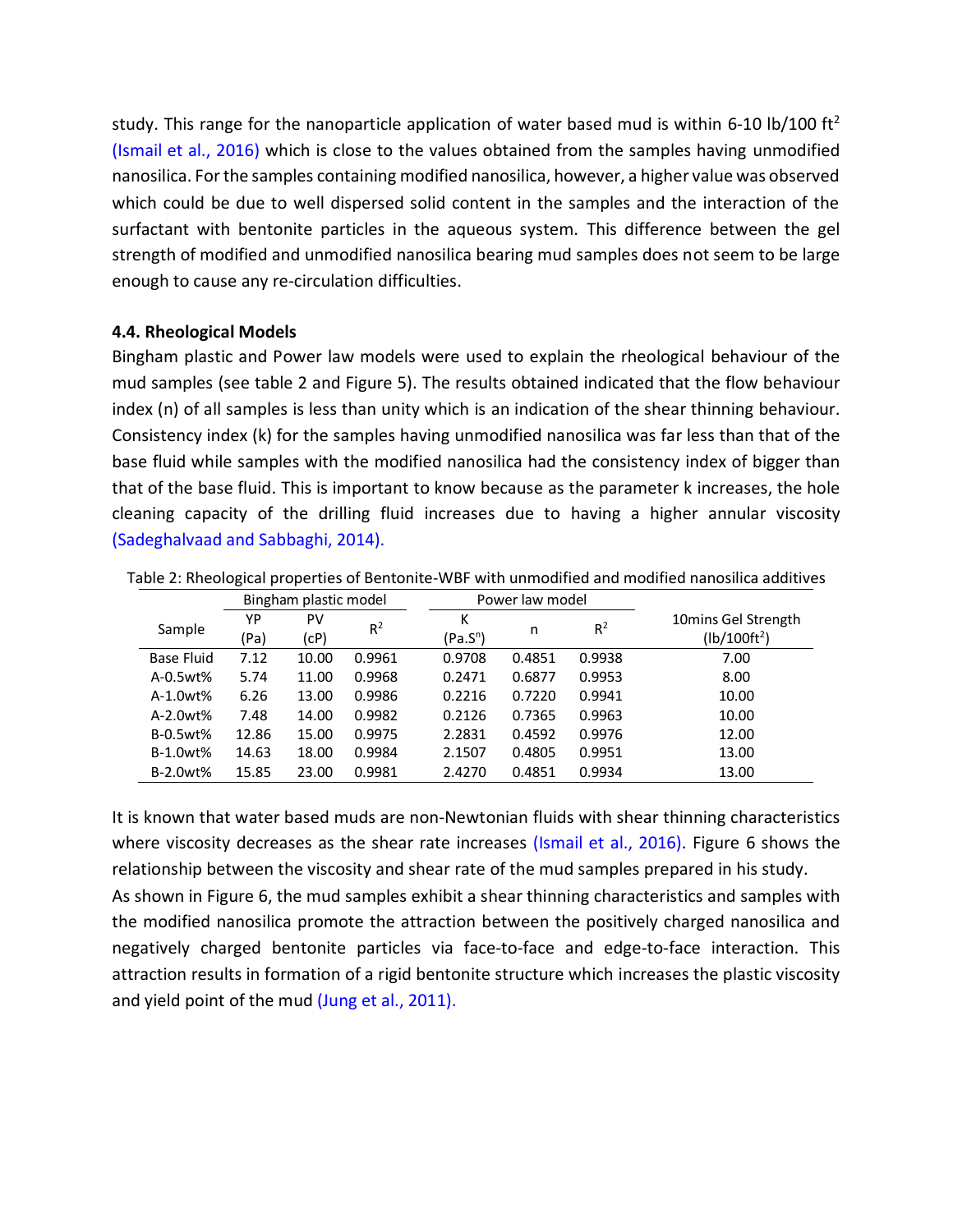study. This range for the nanoparticle application of water based mud is within 6-10 lb/100 ft$^2$ (Ismail et al., 2016) which is close to the values obtained from the samples having unmodified nanosilica. For the samples containing modified nanosilica, however, a higher value was observed which could be due to well dispersed solid content in the samples and the interaction of the surfactant with bentonite particles in the aqueous system. This difference between the gel strength of modified and unmodified nanosilica bearing mud samples does not seem to be large enough to cause any re-circulation difficulties.

### 4.4. Rheological Models

Bingham plastic and Power law models were used to explain the rheological behaviour of the mud samples (see table 2 and Figure 5). The results obtained indicated that the flow behaviour index (n) of all samples is less than unity which is an indication of the shear thinning behaviour. Consistency index (k) for the samples having unmodified nanosilica was far less than that of the base fluid while samples with the modified nanosilica had the consistency index of bigger than that of the base fluid. This is important to know because as the parameter k increases, the hole cleaning capacity of the drilling fluid increases due to having a higher annular viscosity (Sadeghalvaad and Sabbaghi, 2014).

Table 2: Rheological properties of Bentonite-WBF with unmodified and modified nanosilica additives

| Sample | Bingham plastic model | | | Power law model | | | 10mins Gel Strength (lb/100ft$^2$) |
|---|---|---|---|---|---|---|---|
| | YP (Pa) | PV (cP) | $R^2$ | K (Pa.S$^n$) | n | $R^2$ | |
| Base Fluid | 7.12 | 10.00 | 0.9961 | 0.9708 | 0.4851 | 0.9938 | 7.00 |
| A-0.5wt% | 5.74 | 11.00 | 0.9968 | 0.2471 | 0.6877 | 0.9953 | 8.00 |
| A-1.0wt% | 6.26 | 13.00 | 0.9986 | 0.2216 | 0.7220 | 0.9941 | 10.00 |
| A-2.0wt% | 7.48 | 14.00 | 0.9982 | 0.2126 | 0.7365 | 0.9963 | 10.00 |
| B-0.5wt% | 12.86 | 15.00 | 0.9975 | 2.2831 | 0.4592 | 0.9976 | 12.00 |
| B-1.0wt% | 14.63 | 18.00 | 0.9984 | 2.1507 | 0.4805 | 0.9951 | 13.00 |
| B-2.0wt% | 15.85 | 23.00 | 0.9981 | 2.4270 | 0.4851 | 0.9934 | 13.00 |

It is known that water based muds are non-Newtonian fluids with shear thinning characteristics where viscosity decreases as the shear rate increases (Ismail et al., 2016). Figure 6 shows the relationship between the viscosity and shear rate of the mud samples prepared in his study.

As shown in Figure 6, the mud samples exhibit a shear thinning characteristics and samples with the modified nanosilica promote the attraction between the positively charged nanosilica and negatively charged bentonite particles via face-to-face and edge-to-face interaction. This attraction results in formation of a rigid bentonite structure which increases the plastic viscosity and yield point of the mud (Jung et al., 2011).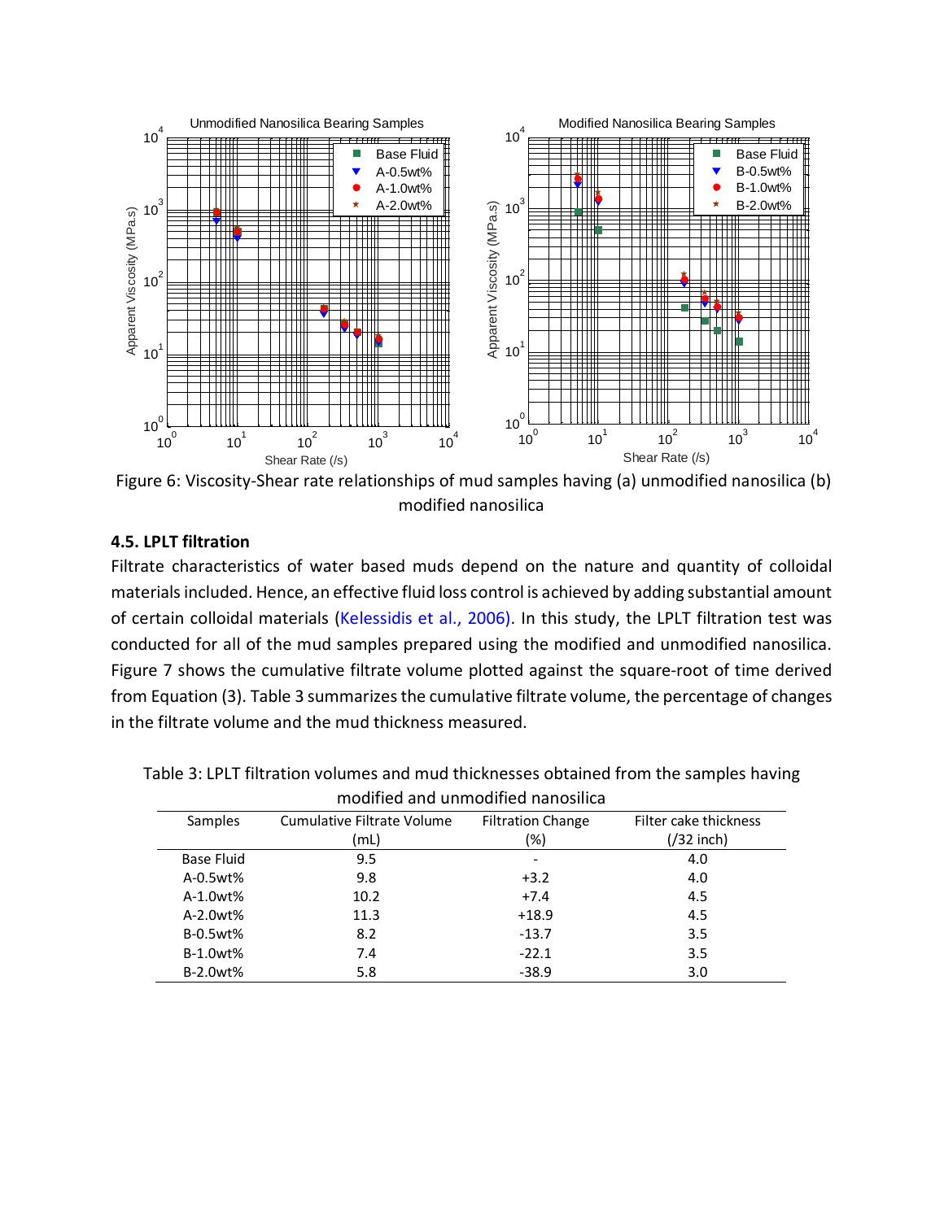Figure 6: Viscosity-Shear rate relationships of mud samples having (a) unmodified nanosilica (b) modified nanosilica

### 4.5. LPLT filtration

Filtrate characteristics of water based muds depend on the nature and quantity of colloidal materials included. Hence, an effective fluid loss control is achieved by adding substantial amount of certain colloidal materials (Kelessidis et al., 2006). In this study, the LPLT filtration test was conducted for all of the mud samples prepared using the modified and unmodified nanosilica. Figure 7 shows the cumulative filtrate volume plotted against the square-root of time derived from Equation (3). Table 3 summarizes the cumulative filtrate volume, the percentage of changes in the filtrate volume and the mud thickness measured.

Table 3: LPLT filtration volumes and mud thicknesses obtained from the samples having modified and unmodified nanosilica

| Samples | Cumulative Filtrate Volume (mL) | Filtration Change (%) | Filter cake thickness (/32 inch) |
|---|---|---|---|
| Base Fluid | 9.5 | - | 4.0 |
| A-0.5wt% | 9.8 | +3.2 | 4.0 |
| A-1.0wt% | 10.2 | +7.4 | 4.5 |
| A-2.0wt% | 11.3 | +18.9 | 4.5 |
| B-0.5wt% | 8.2 | -13.7 | 3.5 |
| B-1.0wt% | 7.4 | -22.1 | 3.5 |
| B-2.0wt% | 5.8 | -38.9 | 3.0 |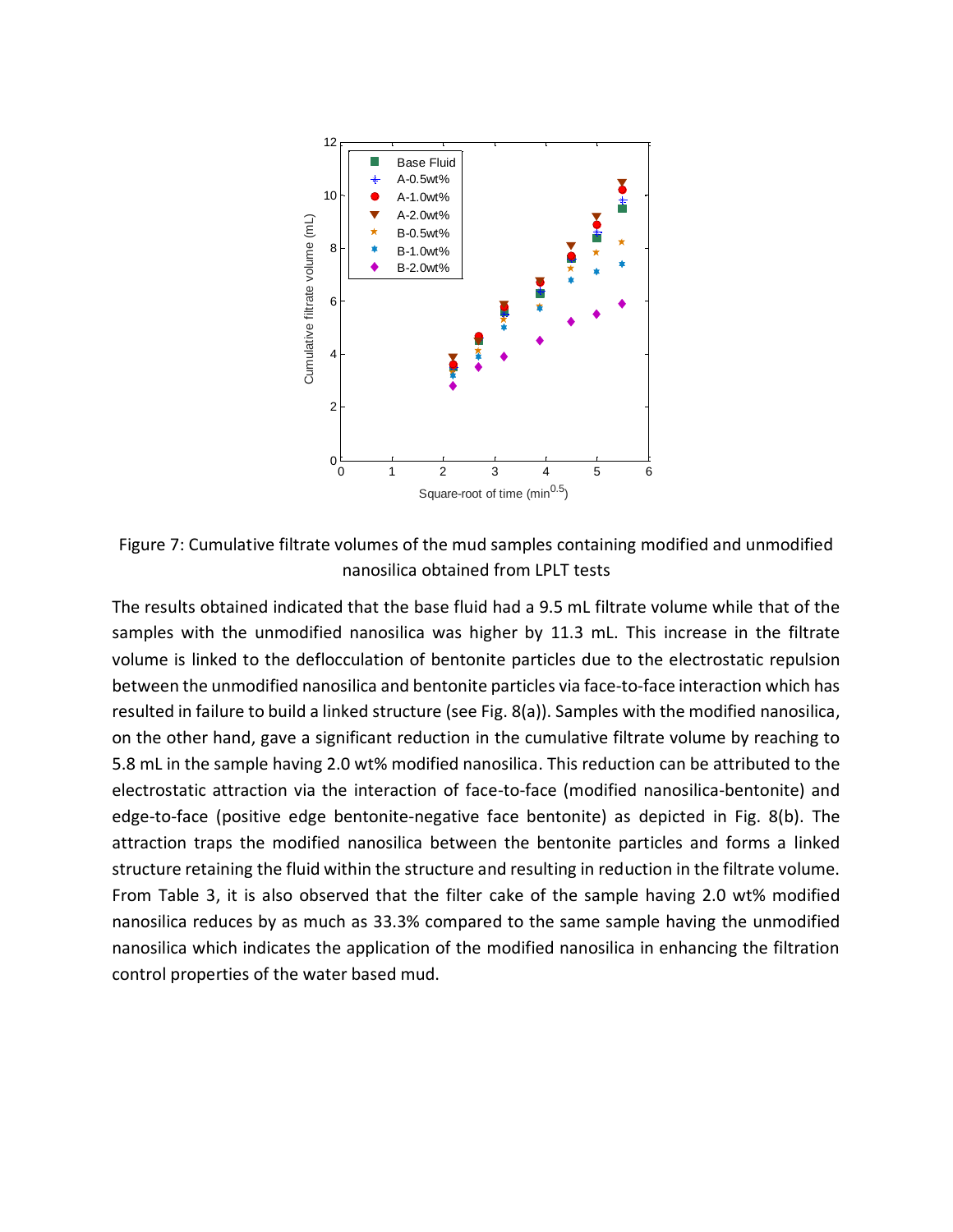Figure 7: Cumulative filtrate volumes of the mud samples containing modified and unmodified nanosilica obtained from LPLT tests

The results obtained indicated that the base fluid had a 9.5 mL filtrate volume while that of the samples with the unmodified nanosilica was higher by 11.3 mL. This increase in the filtrate volume is linked to the deflocculation of bentonite particles due to the electrostatic repulsion between the unmodified nanosilica and bentonite particles via face-to-face interaction which has resulted in failure to build a linked structure (see Fig. 8(a)). Samples with the modified nanosilica, on the other hand, gave a significant reduction in the cumulative filtrate volume by reaching to 5.8 mL in the sample having 2.0 wt% modified nanosilica. This reduction can be attributed to the electrostatic attraction via the interaction of face-to-face (modified nanosilica-bentonite) and edge-to-face (positive edge bentonite-negative face bentonite) as depicted in Fig. 8(b). The attraction traps the modified nanosilica between the bentonite particles and forms a linked structure retaining the fluid within the structure and resulting in reduction in the filtrate volume. From Table 3, it is also observed that the filter cake of the sample having 2.0 wt% modified nanosilica reduces by as much as 33.3% compared to the same sample having the unmodified nanosilica which indicates the application of the modified nanosilica in enhancing the filtration control properties of the water based mud.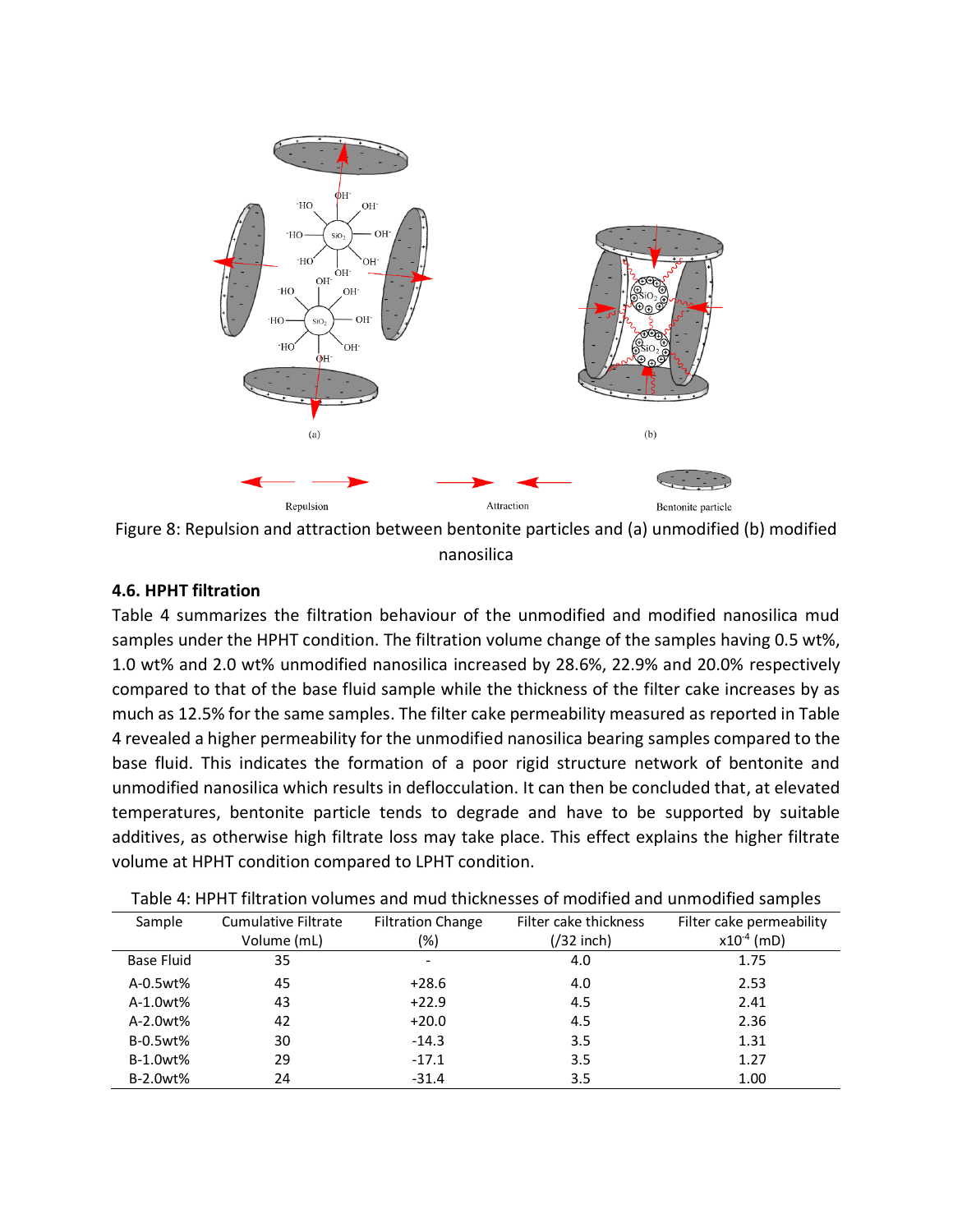Figure 8: Repulsion and attraction between bentonite particles and (a) unmodified (b) modified nanosilica

### 4.6. HPHT filtration

Table 4 summarizes the filtration behaviour of the unmodified and modified nanosilica mud samples under the HPHT condition. The filtration volume change of the samples having 0.5 wt%, 1.0 wt% and 2.0 wt% unmodified nanosilica increased by 28.6%, 22.9% and 20.0% respectively compared to that of the base fluid sample while the thickness of the filter cake increases by as much as 12.5% for the same samples. The filter cake permeability measured as reported in Table 4 revealed a higher permeability for the unmodified nanosilica bearing samples compared to the base fluid. This indicates the formation of a poor rigid structure network of bentonite and unmodified nanosilica which results in deflocculation. It can then be concluded that, at elevated temperatures, bentonite particle tends to degrade and have to be supported by suitable additives, as otherwise high filtrate loss may take place. This effect explains the higher filtrate volume at HPHT condition compared to LPHT condition.

Table 4: HPHT filtration volumes and mud thicknesses of modified and unmodified samples

| Sample | Cumulative Filtrate Volume (mL) | Filtration Change (%) | Filter cake thickness (/32 inch) | Filter cake permeability $\times 10^{-4}$ (mD) |
|---|---|---|---|---|
| Base Fluid | 35 | - | 4.0 | 1.75 |
| A-0.5wt% | 45 | +28.6 | 4.0 | 2.53 |
| A-1.0wt% | 43 | +22.9 | 4.5 | 2.41 |
| A-2.0wt% | 42 | +20.0 | 4.5 | 2.36 |
| B-0.5wt% | 30 | -14.3 | 3.5 | 1.31 |
| B-1.0wt% | 29 | -17.1 | 3.5 | 1.27 |
| B-2.0wt% | 24 | -31.4 | 3.5 | 1.00 |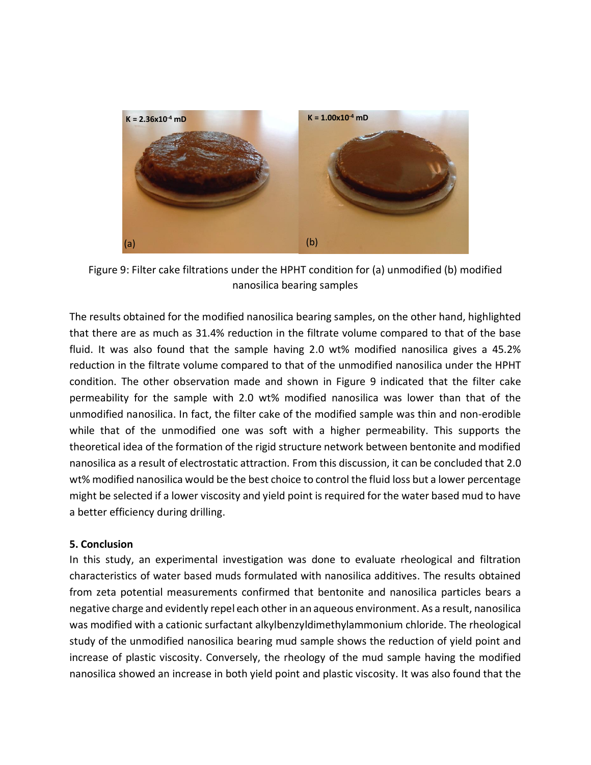Figure 9: Filter cake filtrations under the HPHT condition for (a) unmodified (b) modified nanosilica bearing samples

The results obtained for the modified nanosilica bearing samples, on the other hand, highlighted that there are as much as 31.4% reduction in the filtrate volume compared to that of the base fluid. It was also found that the sample having 2.0 wt% modified nanosilica gives a 45.2% reduction in the filtrate volume compared to that of the unmodified nanosilica under the HPHT condition. The other observation made and shown in Figure 9 indicated that the filter cake permeability for the sample with 2.0 wt% modified nanosilica was lower than that of the unmodified nanosilica. In fact, the filter cake of the modified sample was thin and non-erodible while that of the unmodified one was soft with a higher permeability. This supports the theoretical idea of the formation of the rigid structure network between bentonite and modified nanosilica as a result of electrostatic attraction. From this discussion, it can be concluded that 2.0 wt% modified nanosilica would be the best choice to control the fluid loss but a lower percentage might be selected if a lower viscosity and yield point is required for the water based mud to have a better efficiency during drilling.

## 5. Conclusion

In this study, an experimental investigation was done to evaluate rheological and filtration characteristics of water based muds formulated with nanosilica additives. The results obtained from zeta potential measurements confirmed that bentonite and nanosilica particles bears a negative charge and evidently repel each other in an aqueous environment. As a result, nanosilica was modified with a cationic surfactant alkylbenzyldimethylammonium chloride. The rheological study of the unmodified nanosilica bearing mud sample shows the reduction of yield point and increase of plastic viscosity. Conversely, the rheology of the mud sample having the modified nanosilica showed an increase in both yield point and plastic viscosity. It was also found that the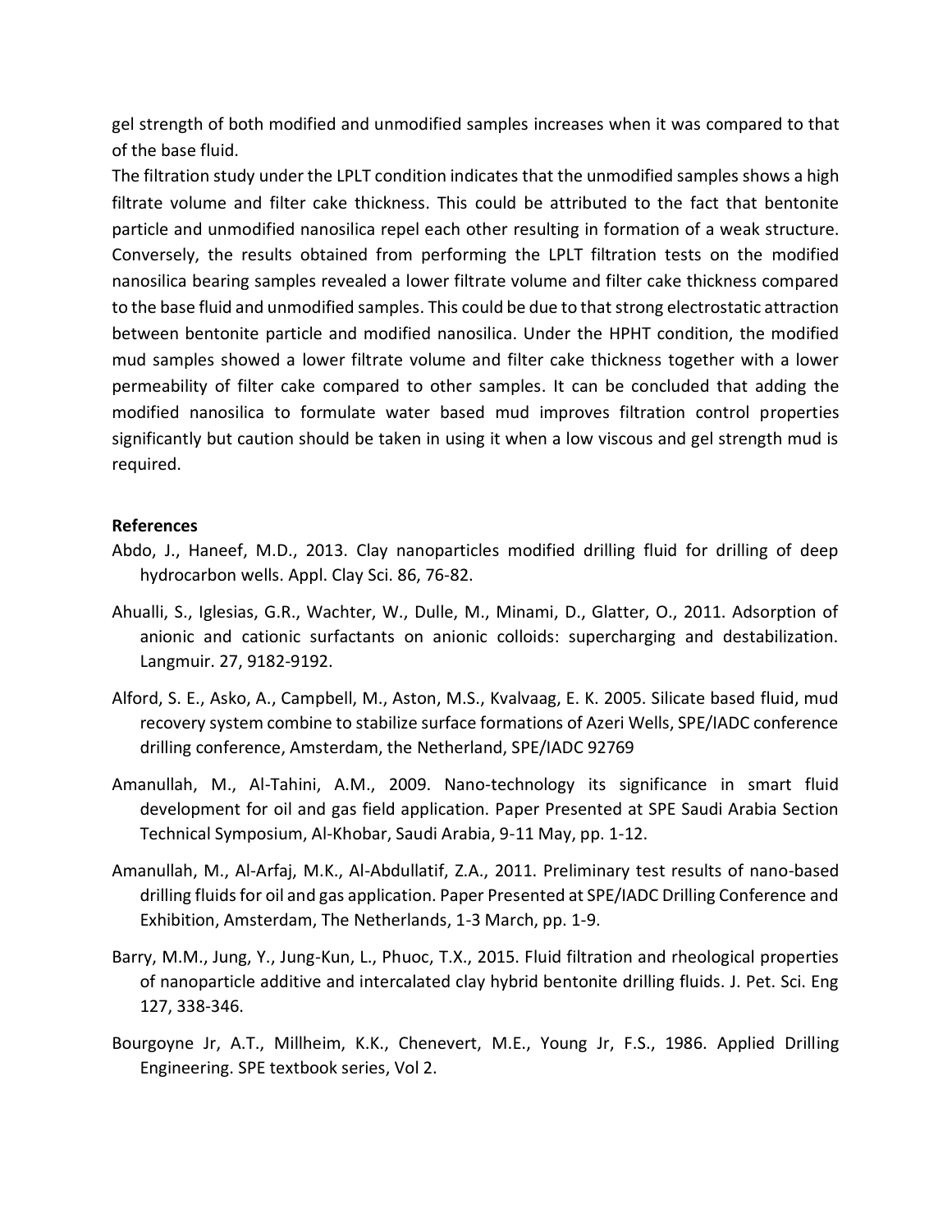gel strength of both modified and unmodified samples increases when it was compared to that of the base fluid.

The filtration study under the LPLT condition indicates that the unmodified samples shows a high filtrate volume and filter cake thickness. This could be attributed to the fact that bentonite particle and unmodified nanosilica repel each other resulting in formation of a weak structure. Conversely, the results obtained from performing the LPLT filtration tests on the modified nanosilica bearing samples revealed a lower filtrate volume and filter cake thickness compared to the base fluid and unmodified samples. This could be due to that strong electrostatic attraction between bentonite particle and modified nanosilica. Under the HPHT condition, the modified mud samples showed a lower filtrate volume and filter cake thickness together with a lower permeability of filter cake compared to other samples. It can be concluded that adding the modified nanosilica to formulate water based mud improves filtration control properties significantly but caution should be taken in using it when a low viscous and gel strength mud is required.

**References**

Abdo, J., Haneef, M.D., 2013. Clay nanoparticles modified drilling fluid for drilling of deep hydrocarbon wells. Appl. Clay Sci. 86, 76-82.

Ahualli, S., Iglesias, G.R., Wachter, W., Dulle, M., Minami, D., Glatter, O., 2011. Adsorption of anionic and cationic surfactants on anionic colloids: supercharging and destabilization. Langmuir. 27, 9182-9192.

Alford, S. E., Asko, A., Campbell, M., Aston, M.S., Kvalvaag, E. K. 2005. Silicate based fluid, mud recovery system combine to stabilize surface formations of Azeri Wells, SPE/IADC conference drilling conference, Amsterdam, the Netherland, SPE/IADC 92769

Amanullah, M., Al-Tahini, A.M., 2009. Nano-technology its significance in smart fluid development for oil and gas field application. Paper Presented at SPE Saudi Arabia Section Technical Symposium, Al-Khobar, Saudi Arabia, 9-11 May, pp. 1-12.

Amanullah, M., Al-Arfaj, M.K., Al-Abdullatif, Z.A., 2011. Preliminary test results of nano-based drilling fluids for oil and gas application. Paper Presented at SPE/IADC Drilling Conference and Exhibition, Amsterdam, The Netherlands, 1-3 March, pp. 1-9.

Barry, M.M., Jung, Y., Jung-Kun, L., Phuoc, T.X., 2015. Fluid filtration and rheological properties of nanoparticle additive and intercalated clay hybrid bentonite drilling fluids. J. Pet. Sci. Eng 127, 338-346.

Bourgoyne Jr, A.T., Millheim, K.K., Chenevert, M.E., Young Jr, F.S., 1986. Applied Drilling Engineering. SPE textbook series, Vol 2.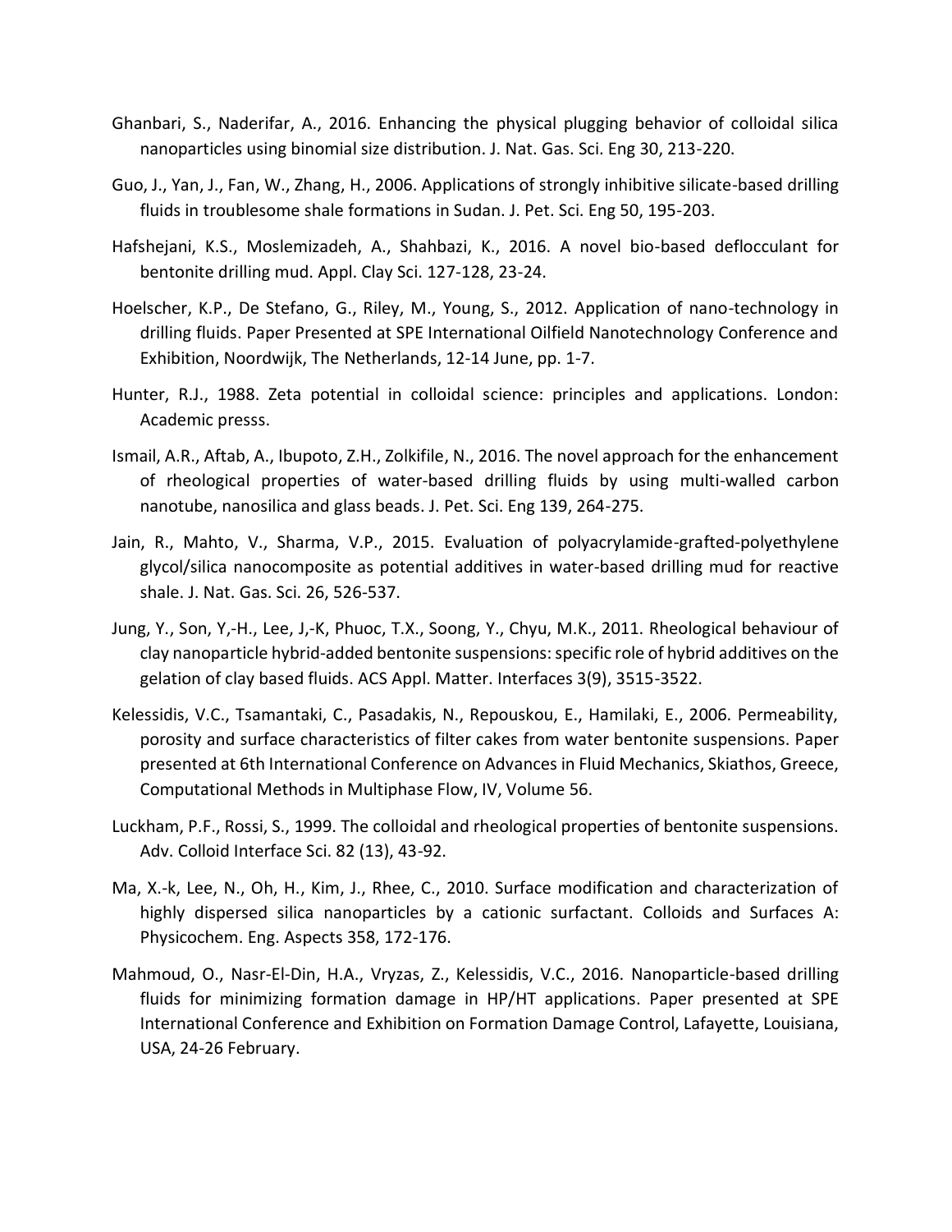Ghanbari, S., Naderifar, A., 2016. Enhancing the physical plugging behavior of colloidal silica nanoparticles using binomial size distribution. J. Nat. Gas. Sci. Eng 30, 213-220.

Guo, J., Yan, J., Fan, W., Zhang, H., 2006. Applications of strongly inhibitive silicate-based drilling fluids in troublesome shale formations in Sudan. J. Pet. Sci. Eng 50, 195-203.

Hafshejani, K.S., Moslemizadeh, A., Shahbazi, K., 2016. A novel bio-based deflocculant for bentonite drilling mud. Appl. Clay Sci. 127-128, 23-24.

Hoelscher, K.P., De Stefano, G., Riley, M., Young, S., 2012. Application of nano-technology in drilling fluids. Paper Presented at SPE International Oilfield Nanotechnology Conference and Exhibition, Noordwijk, The Netherlands, 12-14 June, pp. 1-7.

Hunter, R.J., 1988. Zeta potential in colloidal science: principles and applications. London: Academic presss.

Ismail, A.R., Aftab, A., Ibupoto, Z.H., Zolkifile, N., 2016. The novel approach for the enhancement of rheological properties of water-based drilling fluids by using multi-walled carbon nanotube, nanosilica and glass beads. J. Pet. Sci. Eng 139, 264-275.

Jain, R., Mahto, V., Sharma, V.P., 2015. Evaluation of polyacrylamide-grafted-polyethylene glycol/silica nanocomposite as potential additives in water-based drilling mud for reactive shale. J. Nat. Gas. Sci. 26, 526-537.

Jung, Y., Son, Y,-H., Lee, J,-K, Phuoc, T.X., Soong, Y., Chyu, M.K., 2011. Rheological behaviour of clay nanoparticle hybrid-added bentonite suspensions: specific role of hybrid additives on the gelation of clay based fluids. ACS Appl. Matter. Interfaces 3(9), 3515-3522.

Kelessidis, V.C., Tsamantaki, C., Pasadakis, N., Repouskou, E., Hamilaki, E., 2006. Permeability, porosity and surface characteristics of filter cakes from water bentonite suspensions. Paper presented at 6th International Conference on Advances in Fluid Mechanics, Skiathos, Greece, Computational Methods in Multiphase Flow, IV, Volume 56.

Luckham, P.F., Rossi, S., 1999. The colloidal and rheological properties of bentonite suspensions. Adv. Colloid Interface Sci. 82 (13), 43-92.

Ma, X.-k, Lee, N., Oh, H., Kim, J., Rhee, C., 2010. Surface modification and characterization of highly dispersed silica nanoparticles by a cationic surfactant. Colloids and Surfaces A: Physicochem. Eng. Aspects 358, 172-176.

Mahmoud, O., Nasr-El-Din, H.A., Vryzas, Z., Kelessidis, V.C., 2016. Nanoparticle-based drilling fluids for minimizing formation damage in HP/HT applications. Paper presented at SPE International Conference and Exhibition on Formation Damage Control, Lafayette, Louisiana, USA, 24-26 February.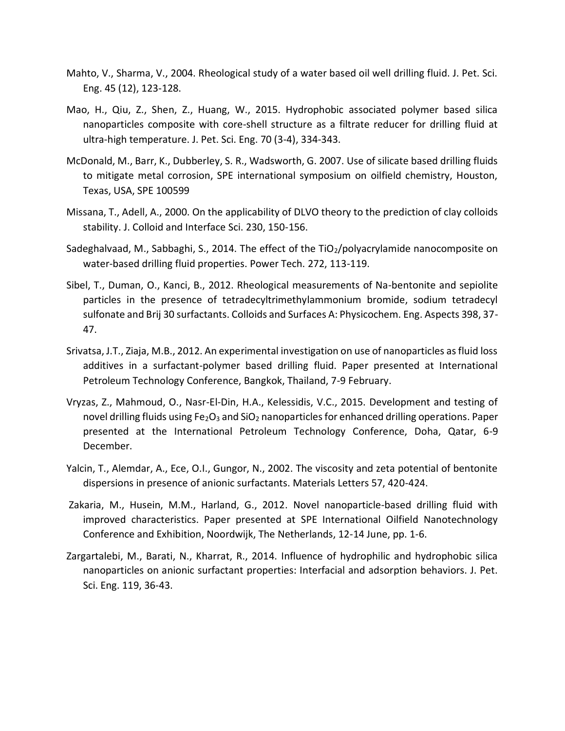Mahto, V., Sharma, V., 2004. Rheological study of a water based oil well drilling fluid. J. Pet. Sci. Eng. 45 (12), 123-128.

Mao, H., Qiu, Z., Shen, Z., Huang, W., 2015. Hydrophobic associated polymer based silica nanoparticles composite with core-shell structure as a filtrate reducer for drilling fluid at ultra-high temperature. J. Pet. Sci. Eng. 70 (3-4), 334-343.

McDonald, M., Barr, K., Dubberley, S. R., Wadsworth, G. 2007. Use of silicate based drilling fluids to mitigate metal corrosion, SPE international symposium on oilfield chemistry, Houston, Texas, USA, SPE 100599

Missana, T., Adell, A., 2000. On the applicability of DLVO theory to the prediction of clay colloids stability. J. Colloid and Interface Sci. 230, 150-156.

Sadeghalvaad, M., Sabbaghi, S., 2014. The effect of the $TiO_2$/polyacrylamide nanocomposite on water-based drilling fluid properties. Power Tech. 272, 113-119.

Sibel, T., Duman, O., Kanci, B., 2012. Rheological measurements of Na-bentonite and sepiolite particles in the presence of tetradecyltrimethylammonium bromide, sodium tetradecyl sulfonate and Brij 30 surfactants. Colloids and Surfaces A: Physicochem. Eng. Aspects 398, 37-47.

Srivatsa, J.T., Ziaja, M.B., 2012. An experimental investigation on use of nanoparticles as fluid loss additives in a surfactant-polymer based drilling fluid. Paper presented at International Petroleum Technology Conference, Bangkok, Thailand, 7-9 February.

Vryzas, Z., Mahmoud, O., Nasr-El-Din, H.A., Kelessidis, V.C., 2015. Development and testing of novel drilling fluids using $Fe_2O_3$ and $SiO_2$ nanoparticles for enhanced drilling operations. Paper presented at the International Petroleum Technology Conference, Doha, Qatar, 6-9 December.

Yalcin, T., Alemdar, A., Ece, O.I., Gungor, N., 2002. The viscosity and zeta potential of bentonite dispersions in presence of anionic surfactants. Materials Letters 57, 420-424.

Zakaria, M., Husein, M.M., Harland, G., 2012. Novel nanoparticle-based drilling fluid with improved characteristics. Paper presented at SPE International Oilfield Nanotechnology Conference and Exhibition, Noordwijk, The Netherlands, 12-14 June, pp. 1-6.

Zargartalebi, M., Barati, N., Kharrat, R., 2014. Influence of hydrophilic and hydrophobic silica nanoparticles on anionic surfactant properties: Interfacial and adsorption behaviors. J. Pet. Sci. Eng. 119, 36-43.